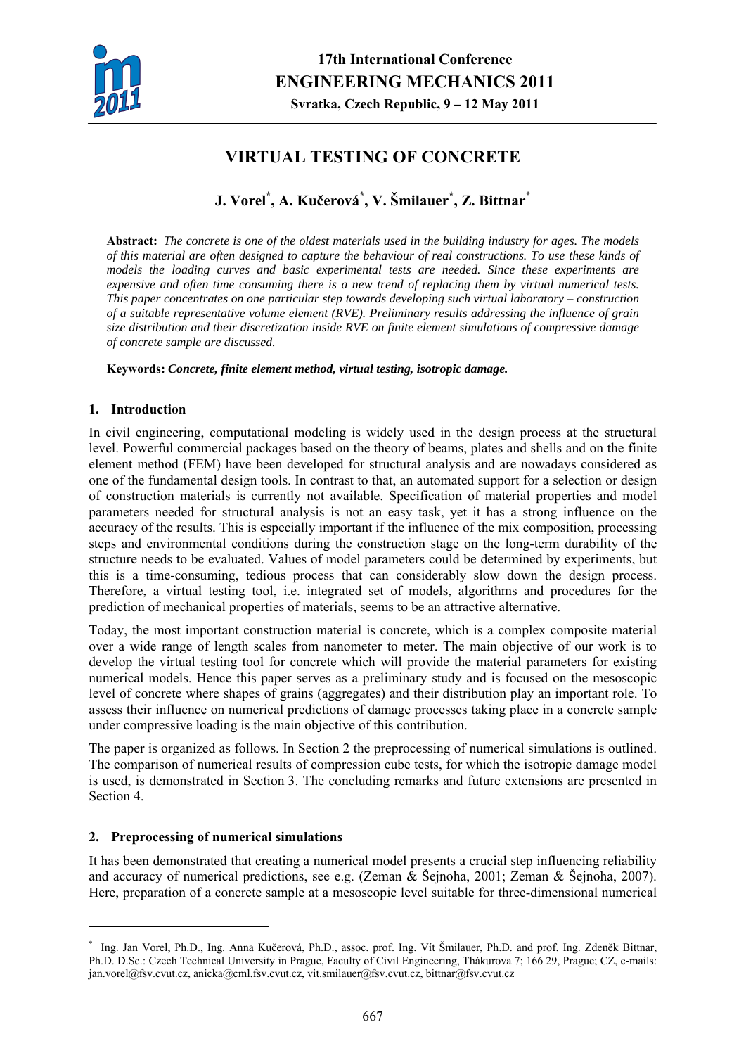# VIRTUAL TESTING OF CONCRETE

**J. Vorel[*], A. Kučerová[*], V. Šmilauer[*], Z. Bittnar[*]**

**Abstract:** *The concrete is one of the oldest materials used in the building industry for ages. The models of this material are often designed to capture the behaviour of real constructions. To use these kinds of models the loading curves and basic experimental tests are needed. Since these experiments are expensive and often time consuming there is a new trend of replacing them by virtual numerical tests. This paper concentrates on one particular step towards developing such virtual laboratory – construction of a suitable representative volume element (RVE). Preliminary results addressing the influence of grain size distribution and their discretization inside RVE on finite element simulations of compressive damage of concrete sample are discussed.*

**Keywords:** ***Concrete, finite element method, virtual testing, isotropic damage.***

## 1. Introduction

In civil engineering, computational modeling is widely used in the design process at the structural level. Powerful commercial packages based on the theory of beams, plates and shells and on the finite element method (FEM) have been developed for structural analysis and are nowadays considered as one of the fundamental design tools. In contrast to that, an automated support for a selection or design of construction materials is currently not available. Specification of material properties and model parameters needed for structural analysis is not an easy task, yet it has a strong influence on the accuracy of the results. This is especially important if the influence of the mix composition, processing steps and environmental conditions during the construction stage on the long-term durability of the structure needs to be evaluated. Values of model parameters could be determined by experiments, but this is a time-consuming, tedious process that can considerably slow down the design process. Therefore, a virtual testing tool, i.e. integrated set of models, algorithms and procedures for the prediction of mechanical properties of materials, seems to be an attractive alternative.

Today, the most important construction material is concrete, which is a complex composite material over a wide range of length scales from nanometer to meter. The main objective of our work is to develop the virtual testing tool for concrete which will provide the material parameters for existing numerical models. Hence this paper serves as a preliminary study and is focused on the mesoscopic level of concrete where shapes of grains (aggregates) and their distribution play an important role. To assess their influence on numerical predictions of damage processes taking place in a concrete sample under compressive loading is the main objective of this contribution.

The paper is organized as follows. In Section 2 the preprocessing of numerical simulations is outlined. The comparison of numerical results of compression cube tests, for which the isotropic damage model is used, is demonstrated in Section 3. The concluding remarks and future extensions are presented in Section 4.

## 2. Preprocessing of numerical simulations

It has been demonstrated that creating a numerical model presents a crucial step influencing reliability and accuracy of numerical predictions, see e.g. (Zeman & Šejnoha, 2001; Zeman & Šejnoha, 2007). Here, preparation of a concrete sample at a mesoscopic level suitable for three-dimensional numerical

---

[*] Ing. Jan Vorel, Ph.D., Ing. Anna Kučerová, Ph.D., assoc. prof. Ing. Vít Šmilauer, Ph.D. and prof. Ing. Zdeněk Bittnar, Ph.D. D.Sc.: Czech Technical University in Prague, Faculty of Civil Engineering, Thákurova 7; 166 29, Prague; CZ, e-mails: jan.vorel@fsv.cvut.cz, anicka@cml.fsv.cvut.cz, vit.smilauer@fsv.cvut.cz, bittnar@fsv.cvut.cz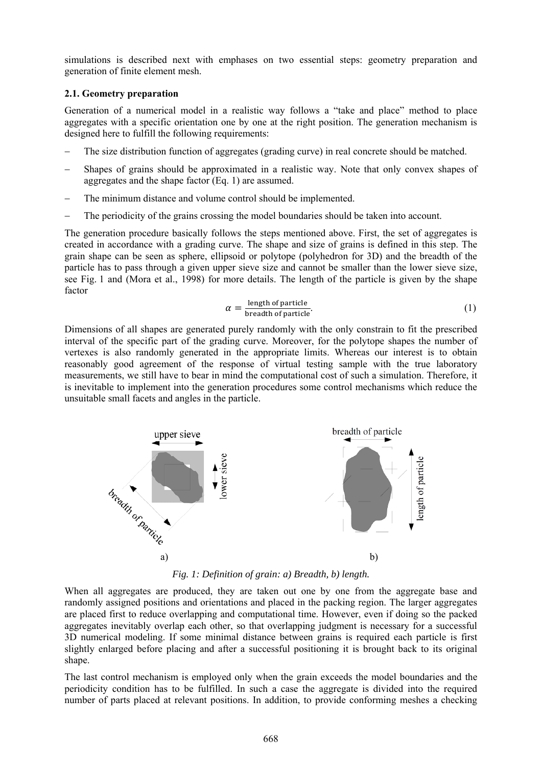simulations is described next with emphases on two essential steps: geometry preparation and generation of finite element mesh.

### 2.1. Geometry preparation

Generation of a numerical model in a realistic way follows a "take and place" method to place aggregates with a specific orientation one by one at the right position. The generation mechanism is designed here to fulfill the following requirements:

- The size distribution function of aggregates (grading curve) in real concrete should be matched.
- Shapes of grains should be approximated in a realistic way. Note that only convex shapes of aggregates and the shape factor (Eq. 1) are assumed.
- The minimum distance and volume control should be implemented.
- The periodicity of the grains crossing the model boundaries should be taken into account.

The generation procedure basically follows the steps mentioned above. First, the set of aggregates is created in accordance with a grading curve. The shape and size of grains is defined in this step. The grain shape can be seen as sphere, ellipsoid or polytope (polyhedron for 3D) and the breadth of the particle has to pass through a given upper sieve size and cannot be smaller than the lower sieve size, see Fig. 1 and (Mora et al., 1998) for more details. The length of the particle is given by the shape factor

$$\alpha = \frac{\text{length of particle}}{\text{breadth of particle}}. \tag{1}$$

Dimensions of all shapes are generated purely randomly with the only constrain to fit the prescribed interval of the specific part of the grading curve. Moreover, for the polytope shapes the number of vertexes is also randomly generated in the appropriate limits. Whereas our interest is to obtain reasonably good agreement of the response of virtual testing sample with the true laboratory measurements, we still have to bear in mind the computational cost of such a simulation. Therefore, it is inevitable to implement into the generation procedures some control mechanisms which reduce the unsuitable small facets and angles in the particle.

*Fig. 1: Definition of grain: a) Breadth, b) length.*

When all aggregates are produced, they are taken out one by one from the aggregate base and randomly assigned positions and orientations and placed in the packing region. The larger aggregates are placed first to reduce overlapping and computational time. However, even if doing so the packed aggregates inevitably overlap each other, so that overlapping judgment is necessary for a successful 3D numerical modeling. If some minimal distance between grains is required each particle is first slightly enlarged before placing and after a successful positioning it is brought back to its original shape.

The last control mechanism is employed only when the grain exceeds the model boundaries and the periodicity condition has to be fulfilled. In such a case the aggregate is divided into the required number of parts placed at relevant positions. In addition, to provide conforming meshes a checking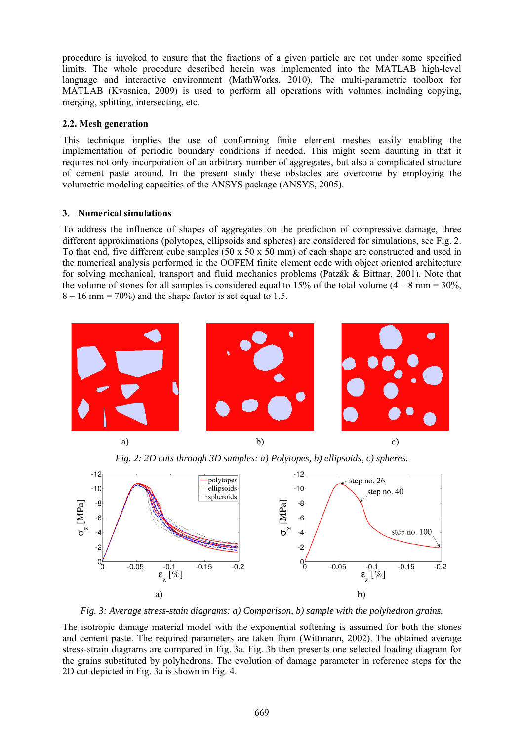procedure is invoked to ensure that the fractions of a given particle are not under some specified limits. The whole procedure described herein was implemented into the MATLAB high-level language and interactive environment (MathWorks, 2010). The multi-parametric toolbox for MATLAB (Kvasnica, 2009) is used to perform all operations with volumes including copying, merging, splitting, intersecting, etc.

### 2.2. Mesh generation

This technique implies the use of conforming finite element meshes easily enabling the implementation of periodic boundary conditions if needed. This might seem daunting in that it requires not only incorporation of an arbitrary number of aggregates, but also a complicated structure of cement paste around. In the present study these obstacles are overcome by employing the volumetric modeling capacities of the ANSYS package (ANSYS, 2005).

## 3. Numerical simulations

To address the influence of shapes of aggregates on the prediction of compressive damage, three different approximations (polytopes, ellipsoids and spheres) are considered for simulations, see Fig. 2. To that end, five different cube samples (50 x 50 x 50 mm) of each shape are constructed and used in the numerical analysis performed in the OOFEM finite element code with object oriented architecture for solving mechanical, transport and fluid mechanics problems (Patzák & Bittnar, 2001). Note that the volume of stones for all samples is considered equal to 15% of the total volume (4 – 8 mm = 30%, 8 – 16 mm = 70%) and the shape factor is set equal to 1.5.

a) b) c)

*Fig. 2: 2D cuts through 3D samples: a) Polytopes, b) ellipsoids, c) spheres.*

a) b)

*Fig. 3: Average stress-stain diagrams: a) Comparison, b) sample with the polyhedron grains.*

The isotropic damage material model with the exponential softening is assumed for both the stones and cement paste. The required parameters are taken from (Wittmann, 2002). The obtained average stress-strain diagrams are compared in Fig. 3a. Fig. 3b then presents one selected loading diagram for the grains substituted by polyhedrons. The evolution of damage parameter in reference steps for the 2D cut depicted in Fig. 3a is shown in Fig. 4.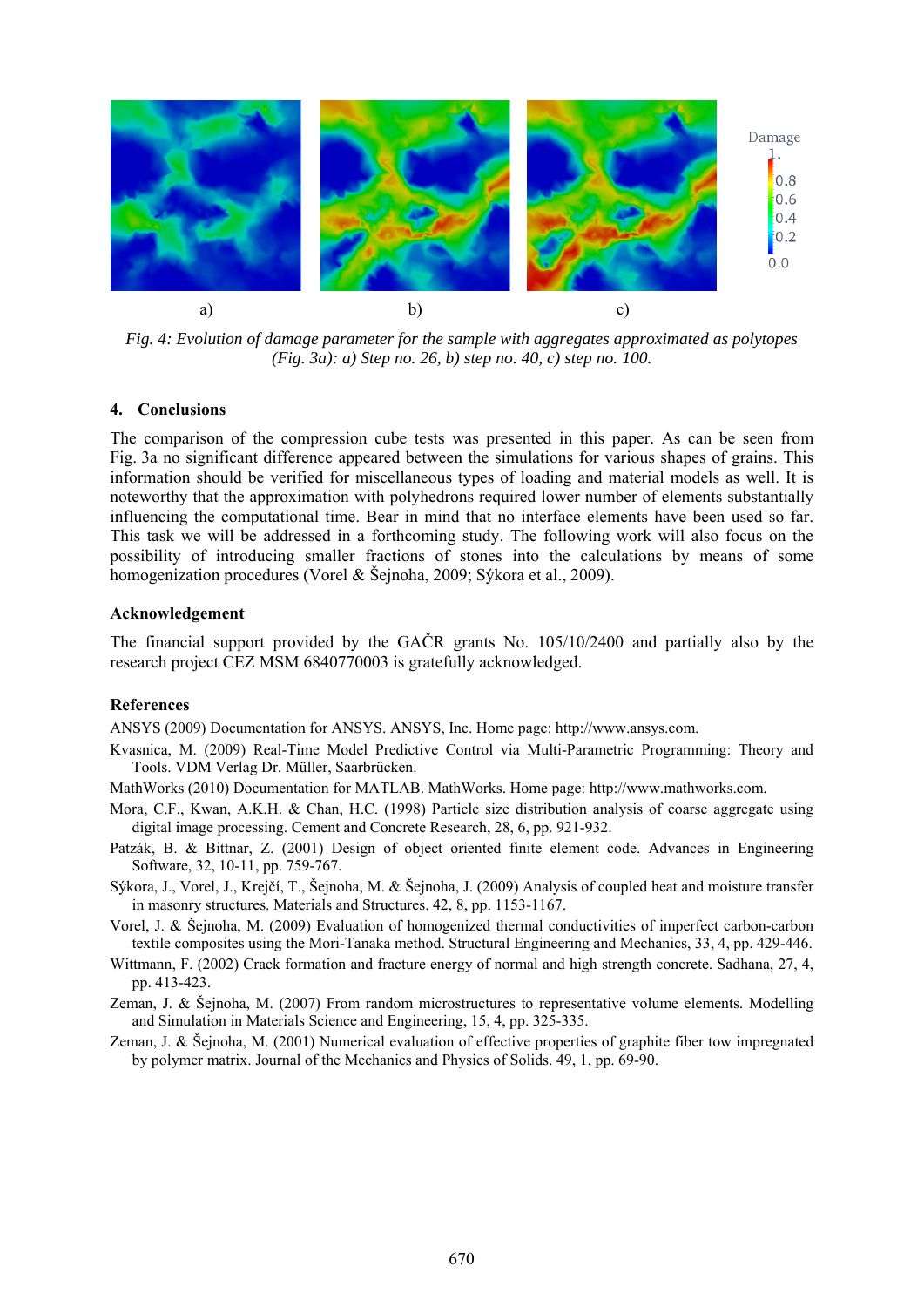Damage
1.
0.8
0.6
0.4
0.2
0.0

a) b) c)

*Fig. 4: Evolution of damage parameter for the sample with aggregates approximated as polytopes (Fig. 3a): a) Step no. 26, b) step no. 40, c) step no. 100.*

## 4. Conclusions

The comparison of the compression cube tests was presented in this paper. As can be seen from Fig. 3a no significant difference appeared between the simulations for various shapes of grains. This information should be verified for miscellaneous types of loading and material models as well. It is noteworthy that the approximation with polyhedrons required lower number of elements substantially influencing the computational time. Bear in mind that no interface elements have been used so far. This task we will be addressed in a forthcoming study. The following work will also focus on the possibility of introducing smaller fractions of stones into the calculations by means of some homogenization procedures (Vorel & Šejnoha, 2009; Sýkora et al., 2009).

## Acknowledgement

The financial support provided by the GAČR grants No. 105/10/2400 and partially also by the research project CEZ MSM 6840770003 is gratefully acknowledged.

## References

ANSYS (2009) Documentation for ANSYS. ANSYS, Inc. Home page: http://www.ansys.com.

Kvasnica, M. (2009) Real-Time Model Predictive Control via Multi-Parametric Programming: Theory and Tools. VDM Verlag Dr. Müller, Saarbrücken.

MathWorks (2010) Documentation for MATLAB. MathWorks. Home page: http://www.mathworks.com.

Mora, C.F., Kwan, A.K.H. & Chan, H.C. (1998) Particle size distribution analysis of coarse aggregate using digital image processing. Cement and Concrete Research, 28, 6, pp. 921-932.

Patzák, B. & Bittnar, Z. (2001) Design of object oriented finite element code. Advances in Engineering Software, 32, 10-11, pp. 759-767.

Sýkora, J., Vorel, J., Krejčí, T., Šejnoha, M. & Šejnoha, J. (2009) Analysis of coupled heat and moisture transfer in masonry structures. Materials and Structures. 42, 8, pp. 1153-1167.

Vorel, J. & Šejnoha, M. (2009) Evaluation of homogenized thermal conductivities of imperfect carbon-carbon textile composites using the Mori-Tanaka method. Structural Engineering and Mechanics, 33, 4, pp. 429-446.

Wittmann, F. (2002) Crack formation and fracture energy of normal and high strength concrete. Sadhana, 27, 4, pp. 413-423.

Zeman, J. & Šejnoha, M. (2007) From random microstructures to representative volume elements. Modelling and Simulation in Materials Science and Engineering, 15, 4, pp. 325-335.

Zeman, J. & Šejnoha, M. (2001) Numerical evaluation of effective properties of graphite fiber tow impregnated by polymer matrix. Journal of the Mechanics and Physics of Solids. 49, 1, pp. 69-90.